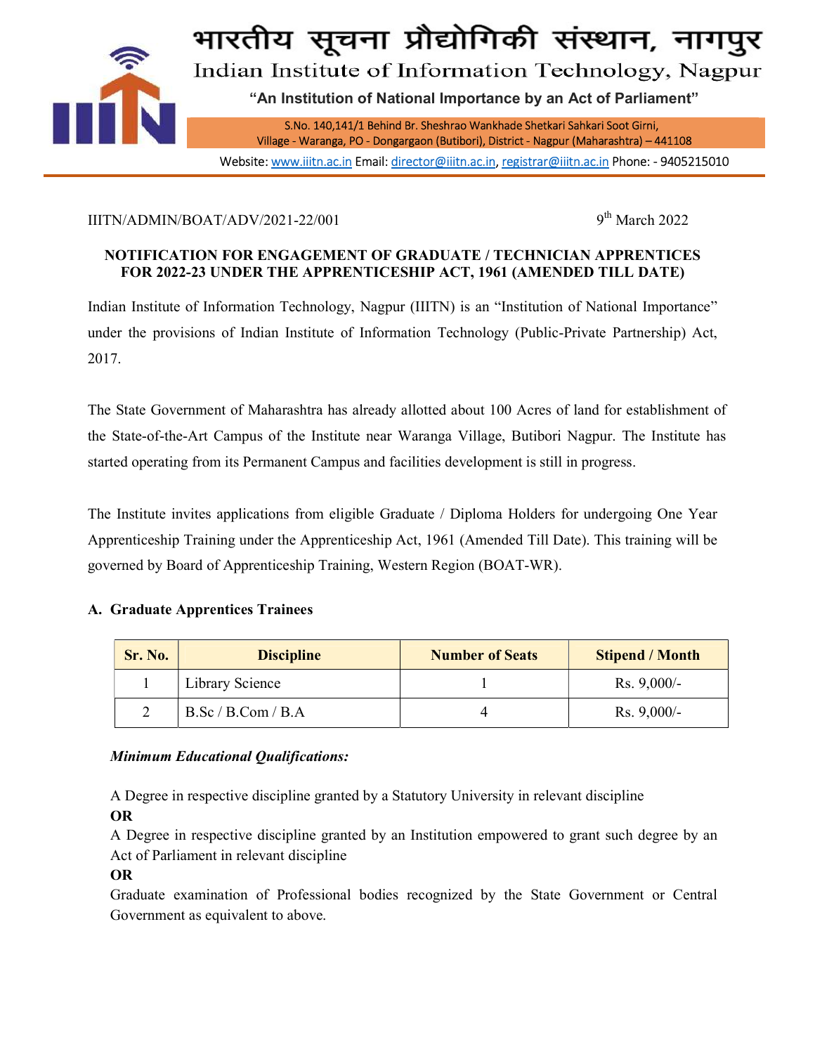# भारतीय सूचना प्रौद्योगिकी संस्थान, नागपुर

## Indian Institute of Information Technology, Nagpur

**"An Institution of National Importance by an Act of Parliament"**

S.No. 140,141/1 Behind Br. Sheshrao Wankhade Shetkari Sahkari Soot Girni, Village - Waranga, PO - Dongargaon (Butibori), District - Nagpur (Maharashtra) – 441108

Website: www.iiitn.ac.in Email: director@iiitn.ac.in, registrar@iiitn.ac.in Phone: - 9405215010

IIITN/ADMIN/BOAT/ADV/2021-22/001

9th March 2022

**NOTIFICATION FOR ENGAGEMENT OF GRADUATE / TECHNICIAN APPRENTICES FOR 2022-23 UNDER THE APPRENTICESHIP ACT, 1961 (AMENDED TILL DATE)**

Indian Institute of Information Technology, Nagpur (IIITN) is an "Institution of National Importance" under the provisions of Indian Institute of Information Technology (Public-Private Partnership) Act, 2017.

The State Government of Maharashtra has already allotted about 100 Acres of land for establishment of the State-of-the-Art Campus of the Institute near Waranga Village, Butibori Nagpur. The Institute has started operating from its Permanent Campus and facilities development is still in progress.

The Institute invites applications from eligible Graduate / Diploma Holders for undergoing One Year Apprenticeship Training under the Apprenticeship Act, 1961 (Amended Till Date). This training will be governed by Board of Apprenticeship Training, Western Region (BOAT-WR).

### A. Graduate Apprentices Trainees

| Sr. No. | Discipline | Number of Seats | Stipend / Month |
|---|---|---|---|
| 1 | Library Science | 1 | Rs. 9,000/- |
| 2 | B.Sc / B.Com / B.A | 4 | Rs. 9,000/- |

***Minimum Educational Qualifications:***

A Degree in respective discipline granted by a Statutory University in relevant discipline

**OR**

A Degree in respective discipline granted by an Institution empowered to grant such degree by an Act of Parliament in relevant discipline

**OR**

Graduate examination of Professional bodies recognized by the State Government or Central Government as equivalent to above.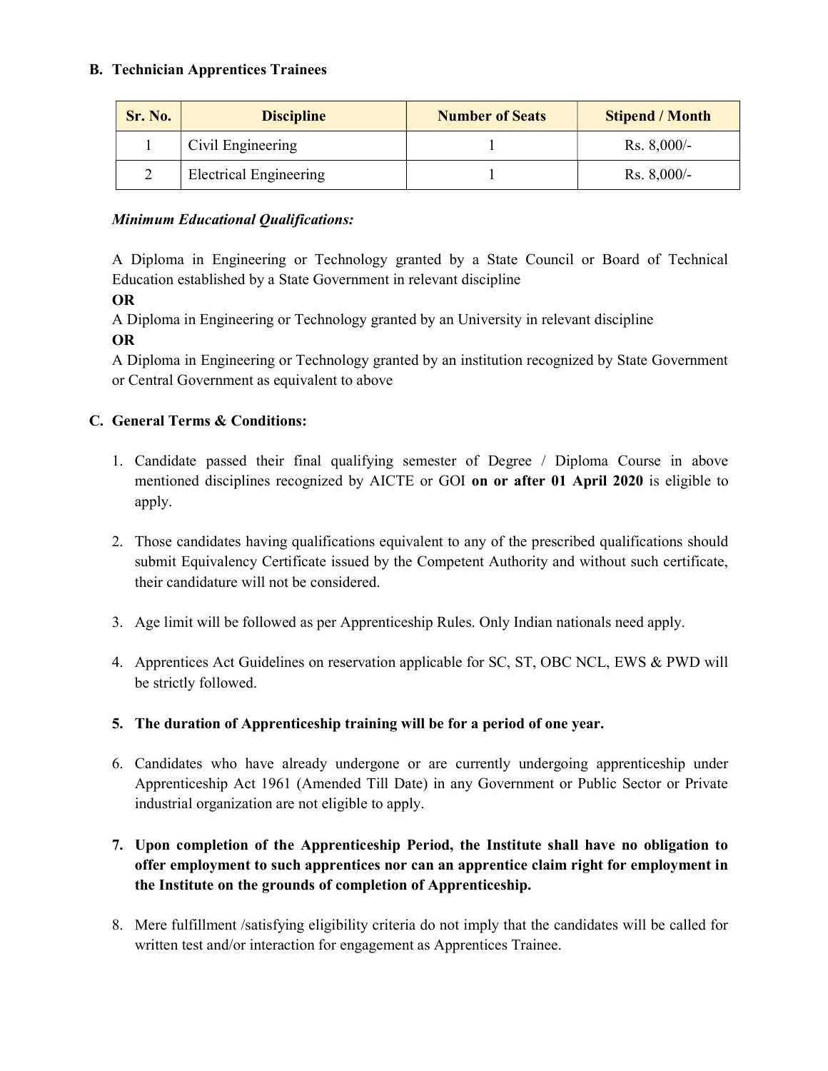### B. Technician Apprentices Trainees

| Sr. No. | Discipline | Number of Seats | Stipend / Month |
|---|---|---|---|
| 1 | Civil Engineering | 1 | Rs. 8,000/- |
| 2 | Electrical Engineering | 1 | Rs. 8,000/- |

***Minimum Educational Qualifications:***

A Diploma in Engineering or Technology granted by a State Council or Board of Technical Education established by a State Government in relevant discipline

**OR**

A Diploma in Engineering or Technology granted by an University in relevant discipline

**OR**

A Diploma in Engineering or Technology granted by an institution recognized by State Government or Central Government as equivalent to above

### C. General Terms & Conditions:

1. Candidate passed their final qualifying semester of Degree / Diploma Course in above mentioned disciplines recognized by AICTE or GOI **on or after 01 April 2020** is eligible to apply.

2. Those candidates having qualifications equivalent to any of the prescribed qualifications should submit Equivalency Certificate issued by the Competent Authority and without such certificate, their candidature will not be considered.

3. Age limit will be followed as per Apprenticeship Rules. Only Indian nationals need apply.

4. Apprentices Act Guidelines on reservation applicable for SC, ST, OBC NCL, EWS & PWD will be strictly followed.

5. **The duration of Apprenticeship training will be for a period of one year.**

6. Candidates who have already undergone or are currently undergoing apprenticeship under Apprenticeship Act 1961 (Amended Till Date) in any Government or Public Sector or Private industrial organization are not eligible to apply.

7. **Upon completion of the Apprenticeship Period, the Institute shall have no obligation to offer employment to such apprentices nor can an apprentice claim right for employment in the Institute on the grounds of completion of Apprenticeship.**

8. Mere fulfillment /satisfying eligibility criteria do not imply that the candidates will be called for written test and/or interaction for engagement as Apprentices Trainee.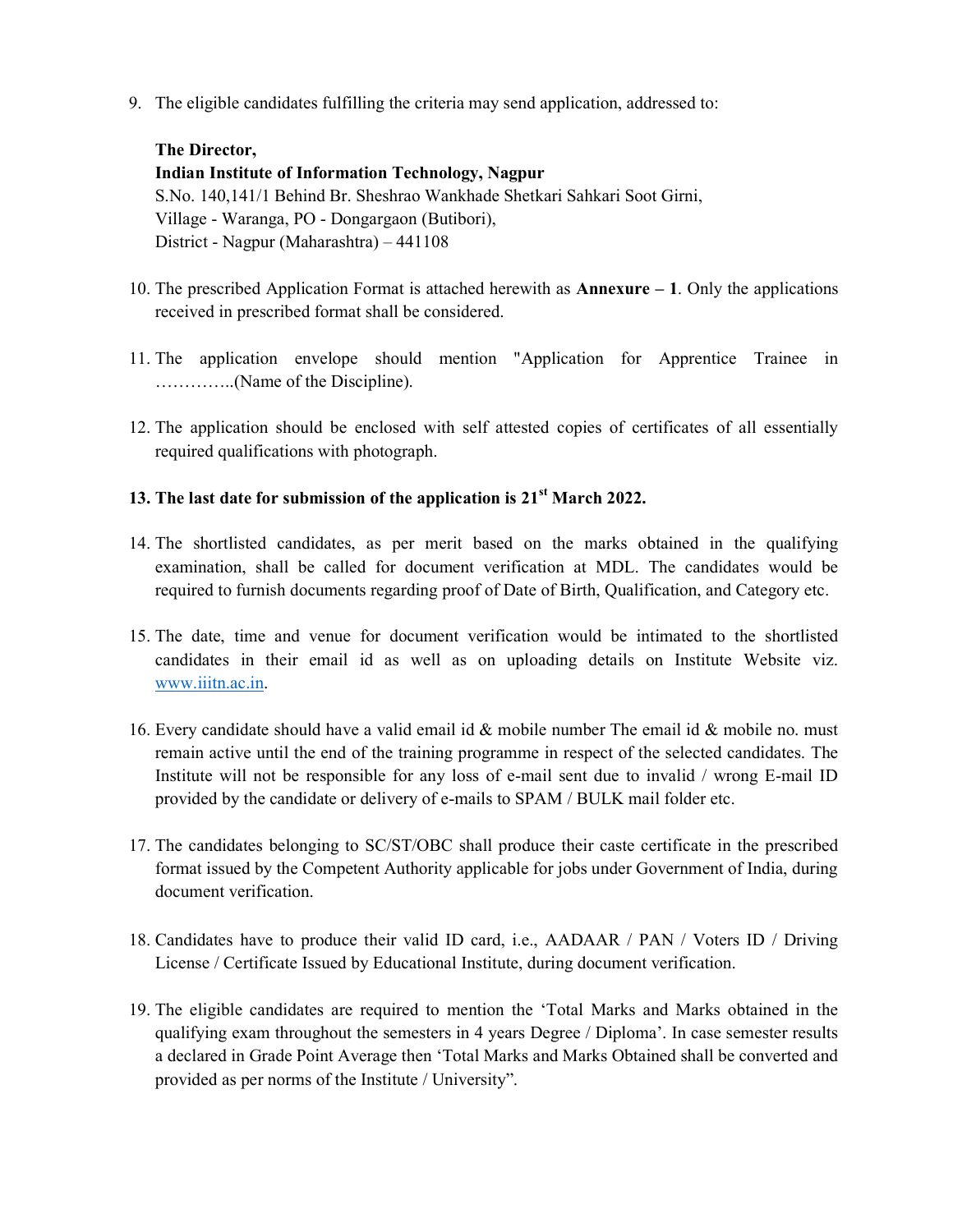9. The eligible candidates fulfilling the criteria may send application, addressed to:

   **The Director,**
   **Indian Institute of Information Technology, Nagpur**
   S.No. 140,141/1 Behind Br. Sheshrao Wankhade Shetkari Sahkari Soot Girni,
   Village - Waranga, PO - Dongargaon (Butibori),
   District - Nagpur (Maharashtra) – 441108

10. The prescribed Application Format is attached herewith as **Annexure – 1**. Only the applications received in prescribed format shall be considered.

11. The application envelope should mention "Application for Apprentice Trainee in …………..(Name of the Discipline).

12. The application should be enclosed with self attested copies of certificates of all essentially required qualifications with photograph.

13. **The last date for submission of the application is 21st March 2022.**

14. The shortlisted candidates, as per merit based on the marks obtained in the qualifying examination, shall be called for document verification at MDL. The candidates would be required to furnish documents regarding proof of Date of Birth, Qualification, and Category etc.

15. The date, time and venue for document verification would be intimated to the shortlisted candidates in their email id as well as on uploading details on Institute Website viz. www.iiitn.ac.in.

16. Every candidate should have a valid email id & mobile number The email id & mobile no. must remain active until the end of the training programme in respect of the selected candidates. The Institute will not be responsible for any loss of e-mail sent due to invalid / wrong E-mail ID provided by the candidate or delivery of e-mails to SPAM / BULK mail folder etc.

17. The candidates belonging to SC/ST/OBC shall produce their caste certificate in the prescribed format issued by the Competent Authority applicable for jobs under Government of India, during document verification.

18. Candidates have to produce their valid ID card, i.e., AADAAR / PAN / Voters ID / Driving License / Certificate Issued by Educational Institute, during document verification.

19. The eligible candidates are required to mention the 'Total Marks and Marks obtained in the qualifying exam throughout the semesters in 4 years Degree / Diploma'. In case semester results a declared in Grade Point Average then 'Total Marks and Marks Obtained shall be converted and provided as per norms of the Institute / University".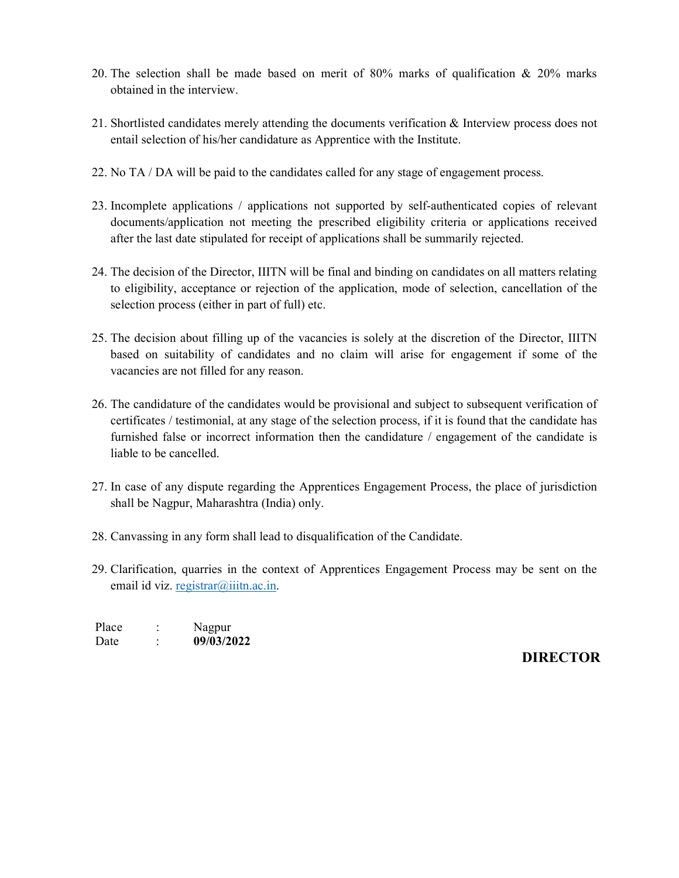20. The selection shall be made based on merit of 80% marks of qualification & 20% marks obtained in the interview.

21. Shortlisted candidates merely attending the documents verification & Interview process does not entail selection of his/her candidature as Apprentice with the Institute.

22. No TA / DA will be paid to the candidates called for any stage of engagement process.

23. Incomplete applications / applications not supported by self-authenticated copies of relevant documents/application not meeting the prescribed eligibility criteria or applications received after the last date stipulated for receipt of applications shall be summarily rejected.

24. The decision of the Director, IIITN will be final and binding on candidates on all matters relating to eligibility, acceptance or rejection of the application, mode of selection, cancellation of the selection process (either in part of full) etc.

25. The decision about filling up of the vacancies is solely at the discretion of the Director, IIITN based on suitability of candidates and no claim will arise for engagement if some of the vacancies are not filled for any reason.

26. The candidature of the candidates would be provisional and subject to subsequent verification of certificates / testimonial, at any stage of the selection process, if it is found that the candidate has furnished false or incorrect information then the candidature / engagement of the candidate is liable to be cancelled.

27. In case of any dispute regarding the Apprentices Engagement Process, the place of jurisdiction shall be Nagpur, Maharashtra (India) only.

28. Canvassing in any form shall lead to disqualification of the Candidate.

29. Clarification, quarries in the context of Apprentices Engagement Process may be sent on the email id viz. registrar@iiitn.ac.in.

Place : Nagpur

Date : **09/03/2022**

**DIRECTOR**